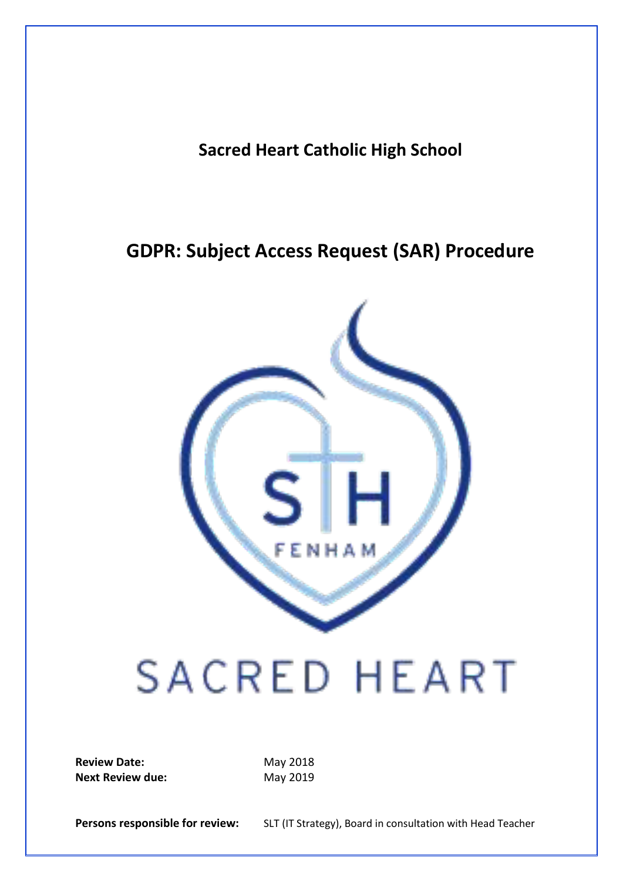**Sacred Heart Catholic High School**

# GDPR: Subject Access Request (SAR) Procedure

| | |
|---|---|
| **Review Date:** | May 2018 |
| **Next Review due:** | May 2019 |

**Persons responsible for review:** SLT (IT Strategy), Board in consultation with Head Teacher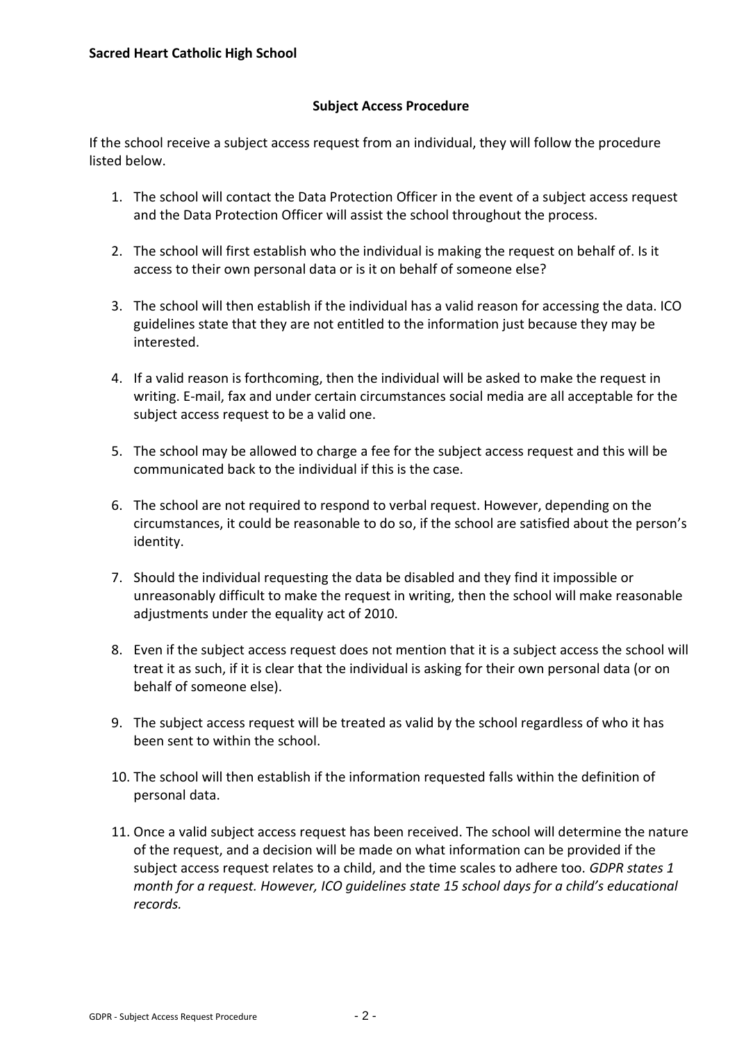**Sacred Heart Catholic High School**

## Subject Access Procedure

If the school receive a subject access request from an individual, they will follow the procedure listed below.

1. The school will contact the Data Protection Officer in the event of a subject access request and the Data Protection Officer will assist the school throughout the process.

2. The school will first establish who the individual is making the request on behalf of. Is it access to their own personal data or is it on behalf of someone else?

3. The school will then establish if the individual has a valid reason for accessing the data. ICO guidelines state that they are not entitled to the information just because they may be interested.

4. If a valid reason is forthcoming, then the individual will be asked to make the request in writing. E-mail, fax and under certain circumstances social media are all acceptable for the subject access request to be a valid one.

5. The school may be allowed to charge a fee for the subject access request and this will be communicated back to the individual if this is the case.

6. The school are not required to respond to verbal request. However, depending on the circumstances, it could be reasonable to do so, if the school are satisfied about the person's identity.

7. Should the individual requesting the data be disabled and they find it impossible or unreasonably difficult to make the request in writing, then the school will make reasonable adjustments under the equality act of 2010.

8. Even if the subject access request does not mention that it is a subject access the school will treat it as such, if it is clear that the individual is asking for their own personal data (or on behalf of someone else).

9. The subject access request will be treated as valid by the school regardless of who it has been sent to within the school.

10. The school will then establish if the information requested falls within the definition of personal data.

11. Once a valid subject access request has been received. The school will determine the nature of the request, and a decision will be made on what information can be provided if the subject access request relates to a child, and the time scales to adhere too. *GDPR states 1 month for a request. However, ICO guidelines state 15 school days for a child's educational records.*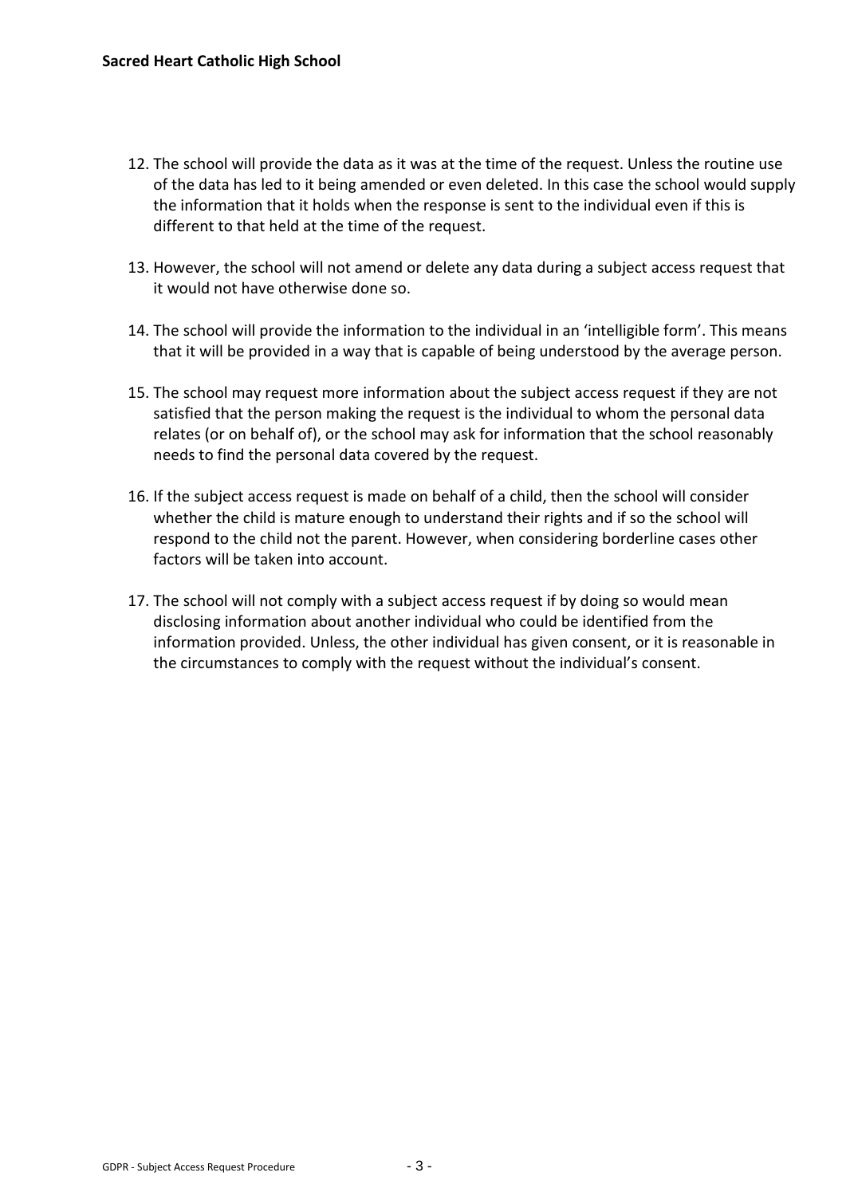12. The school will provide the data as it was at the time of the request. Unless the routine use of the data has led to it being amended or even deleted. In this case the school would supply the information that it holds when the response is sent to the individual even if this is different to that held at the time of the request.

13. However, the school will not amend or delete any data during a subject access request that it would not have otherwise done so.

14. The school will provide the information to the individual in an 'intelligible form'. This means that it will be provided in a way that is capable of being understood by the average person.

15. The school may request more information about the subject access request if they are not satisfied that the person making the request is the individual to whom the personal data relates (or on behalf of), or the school may ask for information that the school reasonably needs to find the personal data covered by the request.

16. If the subject access request is made on behalf of a child, then the school will consider whether the child is mature enough to understand their rights and if so the school will respond to the child not the parent. However, when considering borderline cases other factors will be taken into account.

17. The school will not comply with a subject access request if by doing so would mean disclosing information about another individual who could be identified from the information provided. Unless, the other individual has given consent, or it is reasonable in the circumstances to comply with the request without the individual's consent.